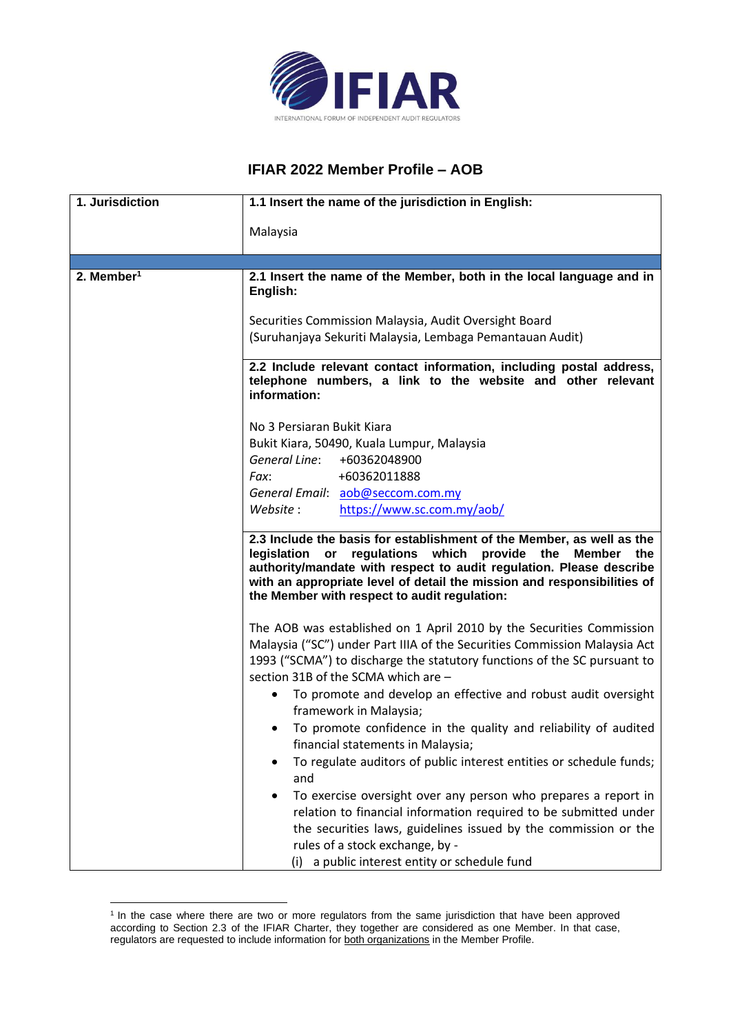# IFIAR 2022 Member Profile – AOB

| 1. Jurisdiction | **1.1 Insert the name of the jurisdiction in English:**<br><br>Malaysia |
|---|---|
| | |
| **2. Member**[1] | **2.1 Insert the name of the Member, both in the local language and in English:**<br><br>Securities Commission Malaysia, Audit Oversight Board<br>(Suruhanjaya Sekuriti Malaysia, Lembaga Pemantauan Audit) |
| | **2.2 Include relevant contact information, including postal address, telephone numbers, a link to the website and other relevant information:**<br><br>No 3 Persiaran Bukit Kiara<br>Bukit Kiara, 50490, Kuala Lumpur, Malaysia<br>*General Line*: +60362048900<br>*Fax*: +60362011888<br>*General Email*: aob@seccom.com.my<br>*Website* : https://www.sc.com.my/aob/ |
| | **2.3 Include the basis for establishment of the Member, as well as the legislation or regulations which provide the Member the authority/mandate with respect to audit regulation. Please describe with an appropriate level of detail the mission and responsibilities of the Member with respect to audit regulation:**<br><br>The AOB was established on 1 April 2010 by the Securities Commission Malaysia ("SC") under Part IIIA of the Securities Commission Malaysia Act 1993 ("SCMA") to discharge the statutory functions of the SC pursuant to section 31B of the SCMA which are –<br>• To promote and develop an effective and robust audit oversight framework in Malaysia;<br>• To promote confidence in the quality and reliability of audited financial statements in Malaysia;<br>• To regulate auditors of public interest entities or schedule funds; and<br>• To exercise oversight over any person who prepares a report in relation to financial information required to be submitted under the securities laws, guidelines issued by the commission or the rules of a stock exchange, by -<br>(i) a public interest entity or schedule fund |

[1] In the case where there are two or more regulators from the same jurisdiction that have been approved according to Section 2.3 of the IFIAR Charter, they together are considered as one Member. In that case, regulators are requested to include information for both organizations in the Member Profile.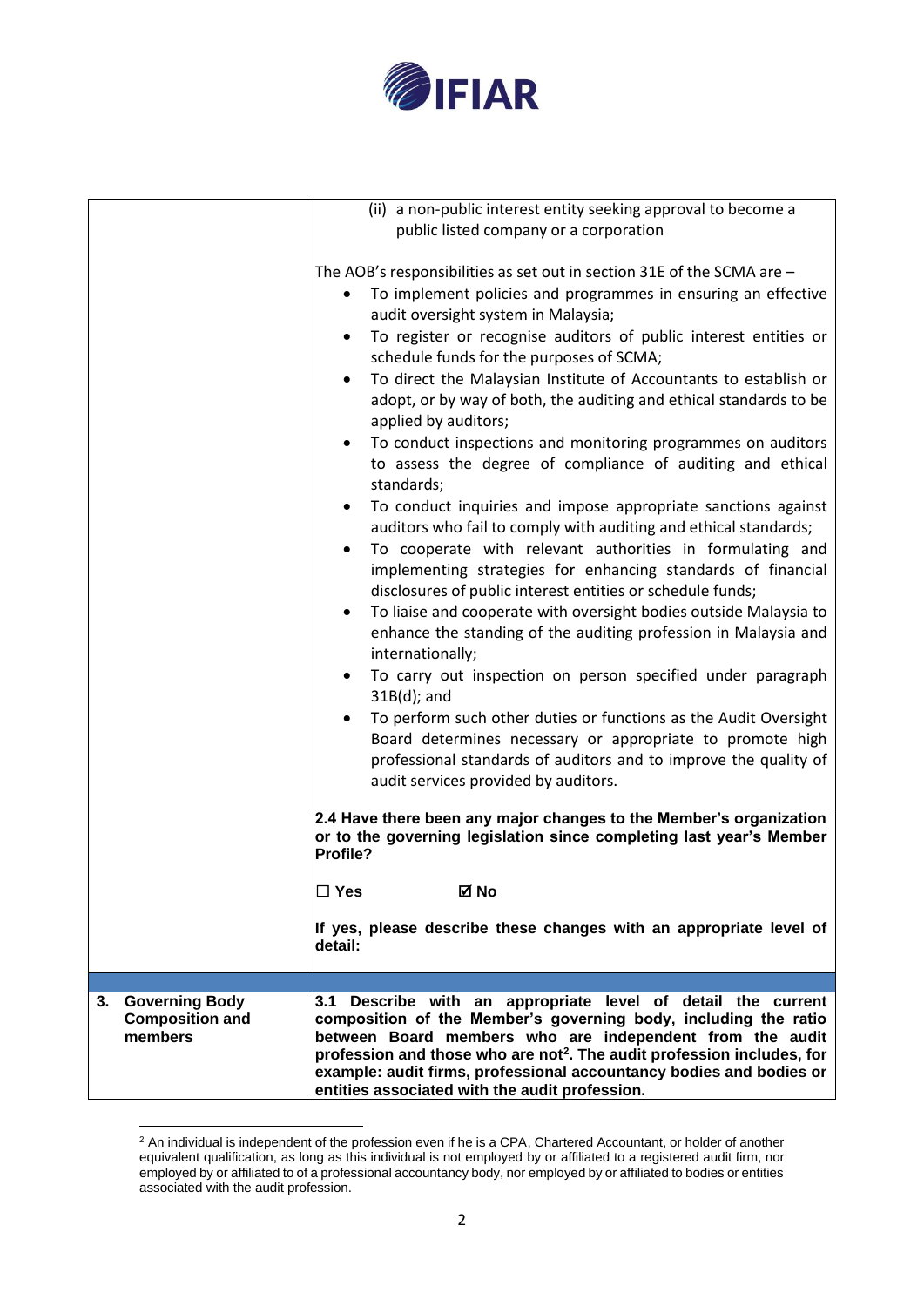| | |
|---|---|
| | (ii) a non-public interest entity seeking approval to become a public listed company or a corporation<br><br>The AOB's responsibilities as set out in section 31E of the SCMA are –<br>• To implement policies and programmes in ensuring an effective audit oversight system in Malaysia;<br>• To register or recognise auditors of public interest entities or schedule funds for the purposes of SCMA;<br>• To direct the Malaysian Institute of Accountants to establish or adopt, or by way of both, the auditing and ethical standards to be applied by auditors;<br>• To conduct inspections and monitoring programmes on auditors to assess the degree of compliance of auditing and ethical standards;<br>• To conduct inquiries and impose appropriate sanctions against auditors who fail to comply with auditing and ethical standards;<br>• To cooperate with relevant authorities in formulating and implementing strategies for enhancing standards of financial disclosures of public interest entities or schedule funds;<br>• To liaise and cooperate with oversight bodies outside Malaysia to enhance the standing of the auditing profession in Malaysia and internationally;<br>• To carry out inspection on person specified under paragraph 31B(d); and<br>• To perform such other duties or functions as the Audit Oversight Board determines necessary or appropriate to promote high professional standards of auditors and to improve the quality of audit services provided by auditors. |
| | **2.4 Have there been any major changes to the Member's organization or to the governing legislation since completing last year's Member Profile?**<br><br>☐ **Yes** ☑ **No**<br><br>**If yes, please describe these changes with an appropriate level of detail:** |
| | |
| **3. Governing Body Composition and members** | **3.1 Describe with an appropriate level of detail the current composition of the Member's governing body, including the ratio between Board members who are independent from the audit profession and those who are not[2]. The audit profession includes, for example: audit firms, professional accountancy bodies and bodies or entities associated with the audit profession.** |

[2] An individual is independent of the profession even if he is a CPA, Chartered Accountant, or holder of another equivalent qualification, as long as this individual is not employed by or affiliated to a registered audit firm, nor employed by or affiliated to of a professional accountancy body, nor employed by or affiliated to bodies or entities associated with the audit profession.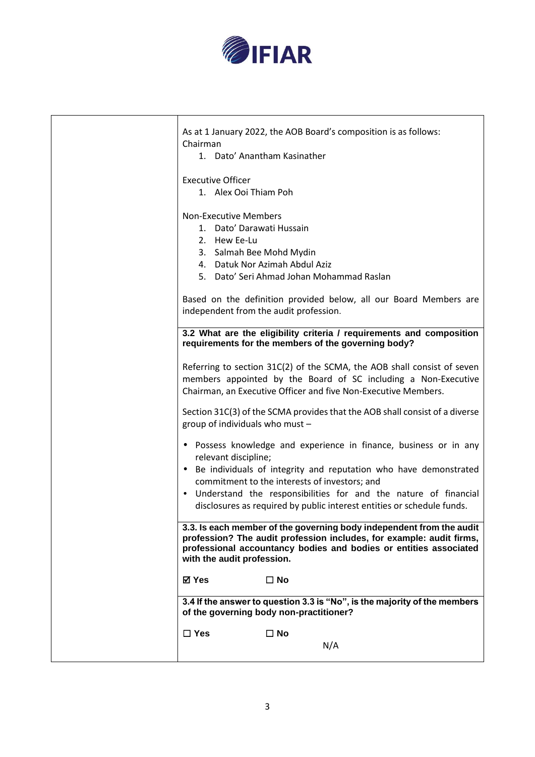As at 1 January 2022, the AOB Board's composition is as follows:
Chairman

1. Dato' Anantham Kasinather

Executive Officer

1. Alex Ooi Thiam Poh

Non-Executive Members

1. Dato' Darawati Hussain
2. Hew Ee-Lu
3. Salmah Bee Mohd Mydin
4. Datuk Nor Azimah Abdul Aziz
5. Dato' Seri Ahmad Johan Mohammad Raslan

Based on the definition provided below, all our Board Members are independent from the audit profession.

**3.2 What are the eligibility criteria / requirements and composition requirements for the members of the governing body?**

Referring to section 31C(2) of the SCMA, the AOB shall consist of seven members appointed by the Board of SC including a Non-Executive Chairman, an Executive Officer and five Non-Executive Members.

Section 31C(3) of the SCMA provides that the AOB shall consist of a diverse group of individuals who must –

- Possess knowledge and experience in finance, business or in any relevant discipline;
- Be individuals of integrity and reputation who have demonstrated commitment to the interests of investors; and
- Understand the responsibilities for and the nature of financial disclosures as required by public interest entities or schedule funds.

**3.3. Is each member of the governing body independent from the audit profession? The audit profession includes, for example: audit firms, professional accountancy bodies and bodies or entities associated with the audit profession.**

☑ **Yes** ☐ **No**

**3.4 If the answer to question 3.3 is "No", is the majority of the members of the governing body non-practitioner?**

☐ **Yes** ☐ **No**

N/A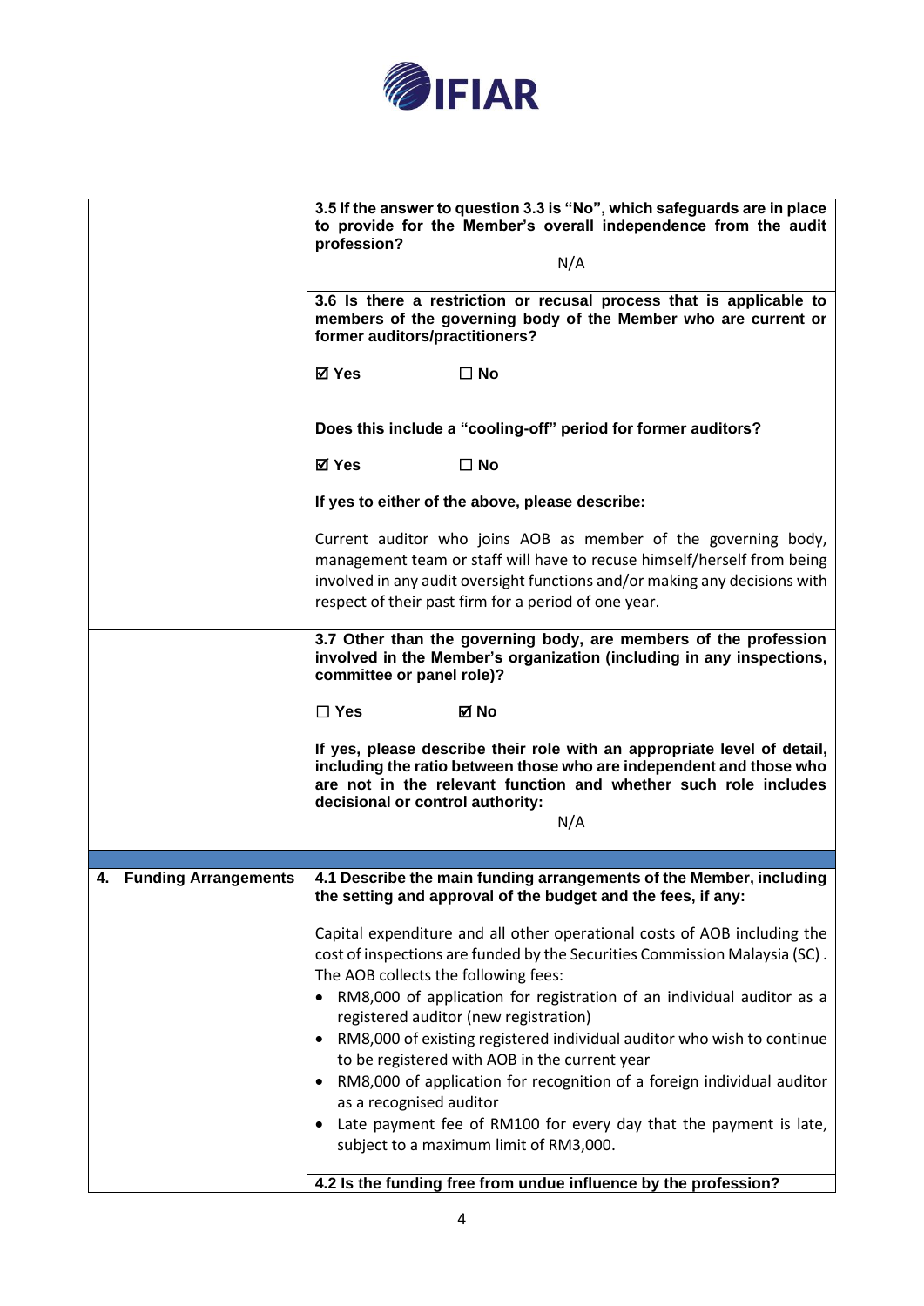| | |
|---|---|
| | **3.5 If the answer to question 3.3 is "No", which safeguards are in place to provide for the Member's overall independence from the audit profession?**<br><br>N/A |
| | **3.6 Is there a restriction or recusal process that is applicable to members of the governing body of the Member who are current or former auditors/practitioners?**<br><br>**☑ Yes ☐ No**<br><br>**Does this include a "cooling-off" period for former auditors?**<br><br>**☑ Yes ☐ No**<br><br>**If yes to either of the above, please describe:**<br><br>Current auditor who joins AOB as member of the governing body, management team or staff will have to recuse himself/herself from being involved in any audit oversight functions and/or making any decisions with respect of their past firm for a period of one year. |
| | **3.7 Other than the governing body, are members of the profession involved in the Member's organization (including in any inspections, committee or panel role)?**<br><br>**☐ Yes ☑ No**<br><br>**If yes, please describe their role with an appropriate level of detail, including the ratio between those who are independent and those who are not in the relevant function and whether such role includes decisional or control authority:**<br><br>N/A |
| | |
| **4. Funding Arrangements** | **4.1 Describe the main funding arrangements of the Member, including the setting and approval of the budget and the fees, if any:**<br><br>Capital expenditure and all other operational costs of AOB including the cost of inspections are funded by the Securities Commission Malaysia (SC). The AOB collects the following fees:<br>• RM8,000 of application for registration of an individual auditor as a registered auditor (new registration)<br>• RM8,000 of existing registered individual auditor who wish to continue to be registered with AOB in the current year<br>• RM8,000 of application for recognition of a foreign individual auditor as a recognised auditor<br>• Late payment fee of RM100 for every day that the payment is late, subject to a maximum limit of RM3,000. |
| | **4.2 Is the funding free from undue influence by the profession?** |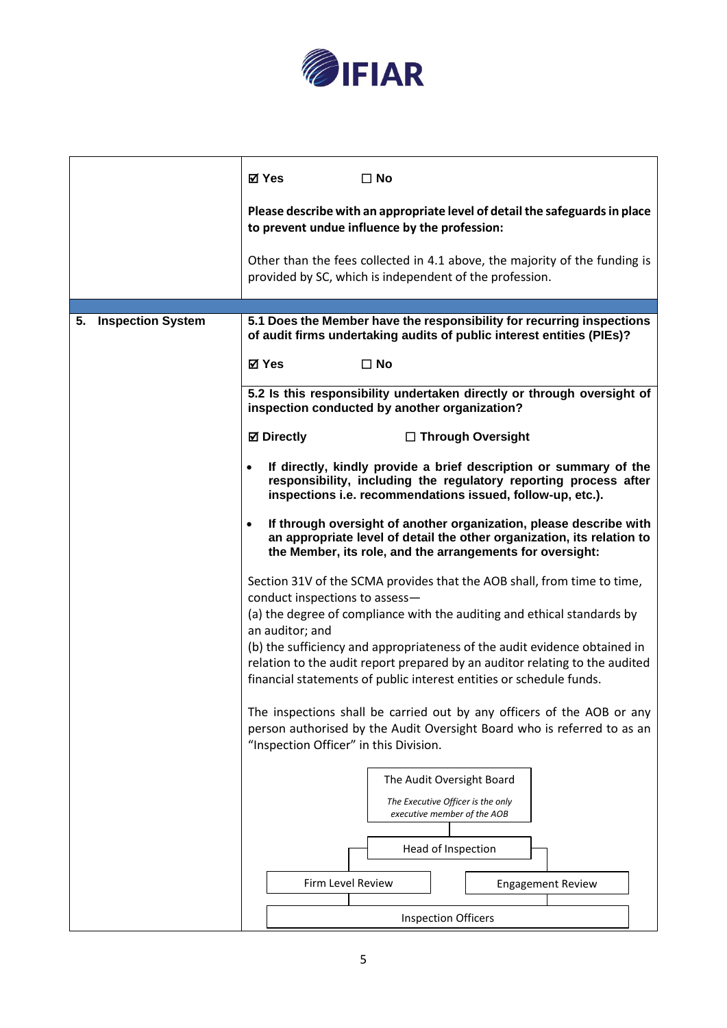| | |
|---|---|
| | ☑ **Yes** ☐ **No**<br><br>**Please describe with an appropriate level of detail the safeguards in place to prevent undue influence by the profession:**<br><br>Other than the fees collected in 4.1 above, the majority of the funding is provided by SC, which is independent of the profession. |
| **5. Inspection System** | **5.1 Does the Member have the responsibility for recurring inspections of audit firms undertaking audits of public interest entities (PIEs)?**<br><br>☑ **Yes** ☐ **No** |
| | **5.2 Is this responsibility undertaken directly or through oversight of inspection conducted by another organization?**<br><br>☑ **Directly** ☐ **Through Oversight**<br><br>• **If directly, kindly provide a brief description or summary of the responsibility, including the regulatory reporting process after inspections i.e. recommendations issued, follow-up, etc.).**<br><br>• **If through oversight of another organization, please describe with an appropriate level of detail the other organization, its relation to the Member, its role, and the arrangements for oversight:**<br><br>Section 31V of the SCMA provides that the AOB shall, from time to time, conduct inspections to assess—<br>(a) the degree of compliance with the auditing and ethical standards by an auditor; and<br>(b) the sufficiency and appropriateness of the audit evidence obtained in relation to the audit report prepared by an auditor relating to the audited financial statements of public interest entities or schedule funds.<br><br>The inspections shall be carried out by any officers of the AOB or any person authorised by the Audit Oversight Board who is referred to as an "Inspection Officer" in this Division.<br><br>The Audit Oversight Board<br>*The Executive Officer is the only executive member of the AOB*<br>Head of Inspection<br>Firm Level Review<br>Engagement Review<br>Inspection Officers |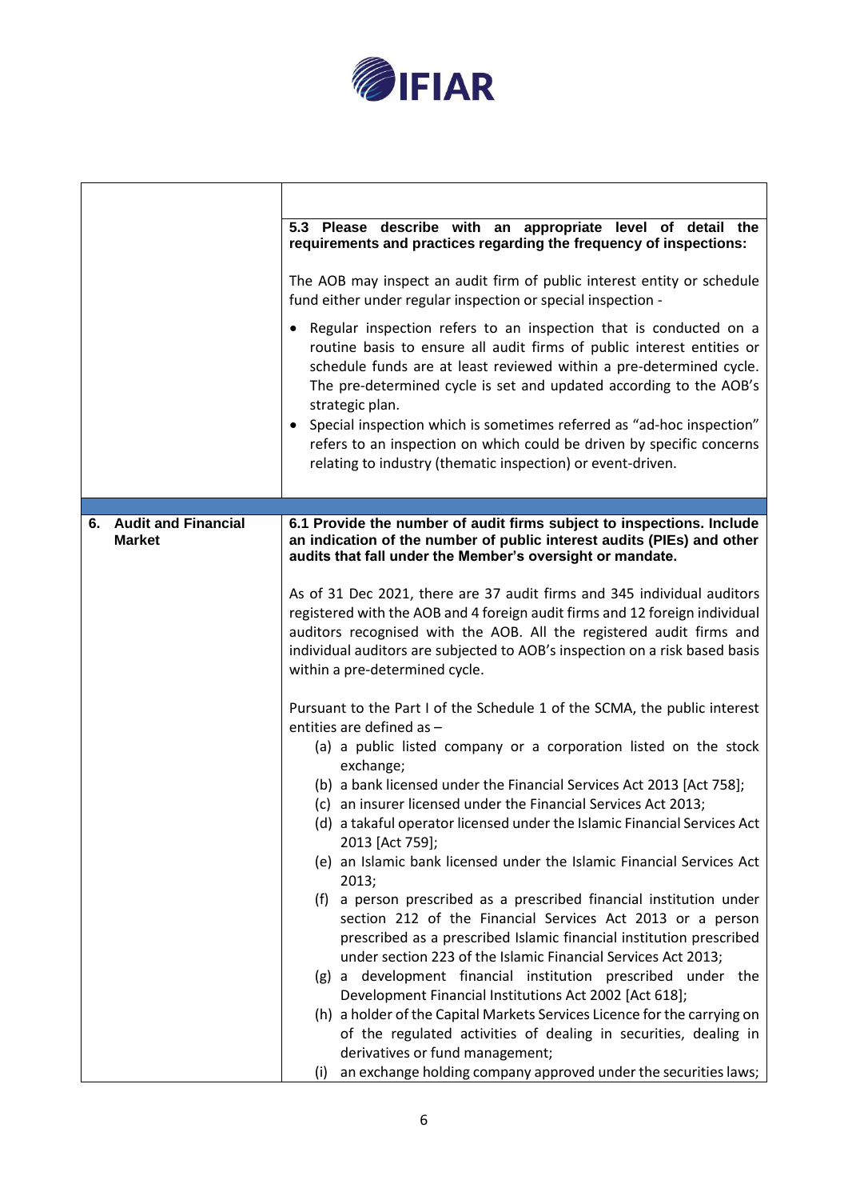| | |
|---|---|
| | **5.3 Please describe with an appropriate level of detail the requirements and practices regarding the frequency of inspections:**<br><br>The AOB may inspect an audit firm of public interest entity or schedule fund either under regular inspection or special inspection -<br><br>• Regular inspection refers to an inspection that is conducted on a routine basis to ensure all audit firms of public interest entities or schedule funds are at least reviewed within a pre-determined cycle. The pre-determined cycle is set and updated according to the AOB's strategic plan.<br>• Special inspection which is sometimes referred as "ad-hoc inspection" refers to an inspection on which could be driven by specific concerns relating to industry (thematic inspection) or event-driven. |
| **6. Audit and Financial Market** | **6.1 Provide the number of audit firms subject to inspections. Include an indication of the number of public interest audits (PIEs) and other audits that fall under the Member's oversight or mandate.**<br><br>As of 31 Dec 2021, there are 37 audit firms and 345 individual auditors registered with the AOB and 4 foreign audit firms and 12 foreign individual auditors recognised with the AOB. All the registered audit firms and individual auditors are subjected to AOB's inspection on a risk based basis within a pre-determined cycle.<br><br>Pursuant to the Part I of the Schedule 1 of the SCMA, the public interest entities are defined as –<br>(a) a public listed company or a corporation listed on the stock exchange;<br>(b) a bank licensed under the Financial Services Act 2013 [Act 758];<br>(c) an insurer licensed under the Financial Services Act 2013;<br>(d) a takaful operator licensed under the Islamic Financial Services Act 2013 [Act 759];<br>(e) an Islamic bank licensed under the Islamic Financial Services Act 2013;<br>(f) a person prescribed as a prescribed financial institution under section 212 of the Financial Services Act 2013 or a person prescribed as a prescribed Islamic financial institution prescribed under section 223 of the Islamic Financial Services Act 2013;<br>(g) a development financial institution prescribed under the Development Financial Institutions Act 2002 [Act 618];<br>(h) a holder of the Capital Markets Services Licence for the carrying on of the regulated activities of dealing in securities, dealing in derivatives or fund management;<br>(i) an exchange holding company approved under the securities laws; |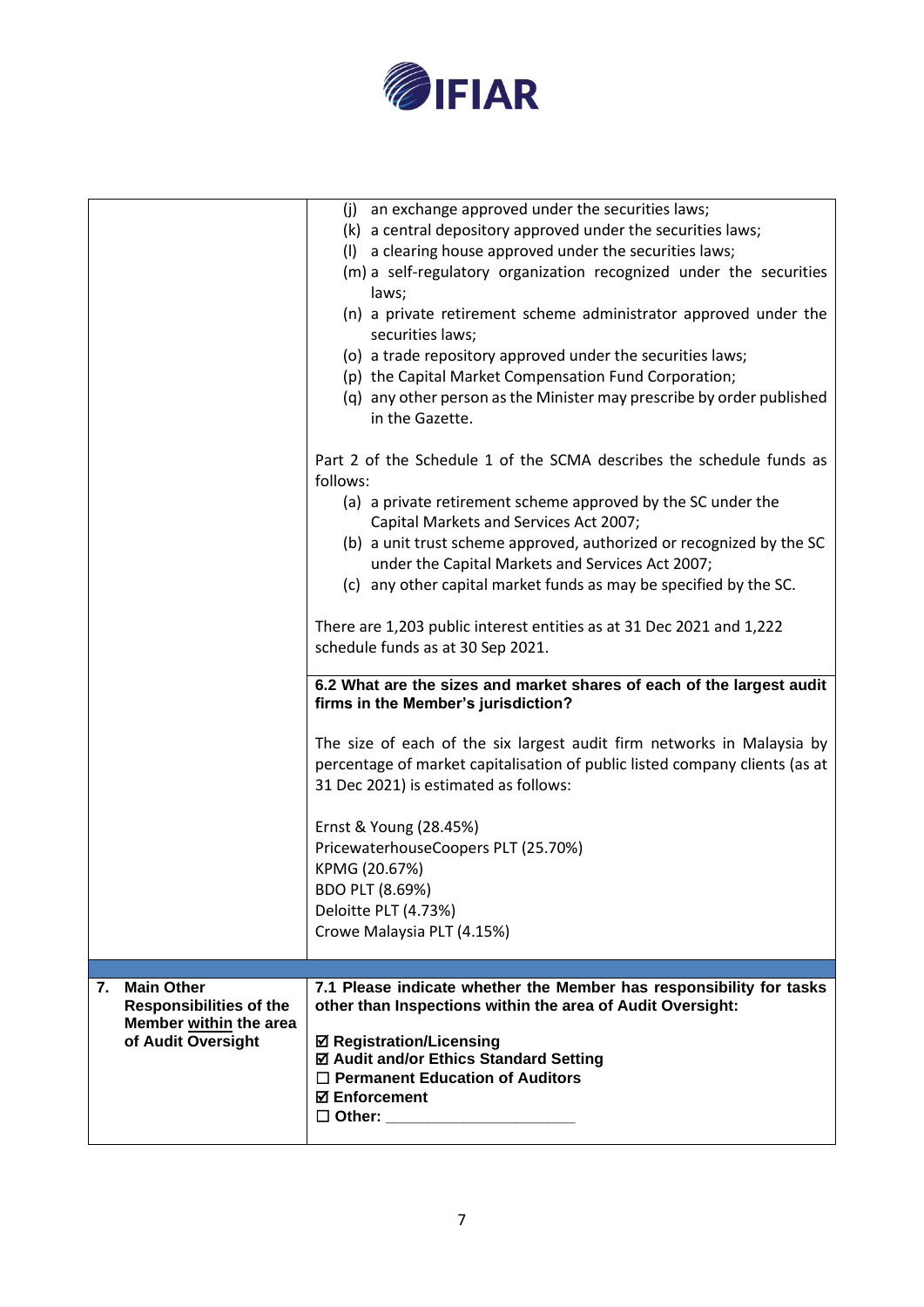| | |
|---|---|
| | (j) an exchange approved under the securities laws;<br>(k) a central depository approved under the securities laws;<br>(l) a clearing house approved under the securities laws;<br>(m) a self-regulatory organization recognized under the securities laws;<br>(n) a private retirement scheme administrator approved under the securities laws;<br>(o) a trade repository approved under the securities laws;<br>(p) the Capital Market Compensation Fund Corporation;<br>(q) any other person as the Minister may prescribe by order published in the Gazette.<br><br>Part 2 of the Schedule 1 of the SCMA describes the schedule funds as follows:<br>(a) a private retirement scheme approved by the SC under the Capital Markets and Services Act 2007;<br>(b) a unit trust scheme approved, authorized or recognized by the SC under the Capital Markets and Services Act 2007;<br>(c) any other capital market funds as may be specified by the SC.<br><br>There are 1,203 public interest entities as at 31 Dec 2021 and 1,222 schedule funds as at 30 Sep 2021. |
| | **6.2 What are the sizes and market shares of each of the largest audit firms in the Member's jurisdiction?**<br><br>The size of each of the six largest audit firm networks in Malaysia by percentage of market capitalisation of public listed company clients (as at 31 Dec 2021) is estimated as follows:<br><br>Ernst & Young (28.45%)<br>PricewaterhouseCoopers PLT (25.70%)<br>KPMG (20.67%)<br>BDO PLT (8.69%)<br>Deloitte PLT (4.73%)<br>Crowe Malaysia PLT (4.15%) |
| | |
| **7. Main Other Responsibilities of the Member within the area of Audit Oversight** | **7.1 Please indicate whether the Member has responsibility for tasks other than Inspections within the area of Audit Oversight:**<br><br>☑ **Registration/Licensing**<br>☑ **Audit and/or Ethics Standard Setting**<br>☐ **Permanent Education of Auditors**<br>☑ **Enforcement**<br>☐ **Other: ____________________** |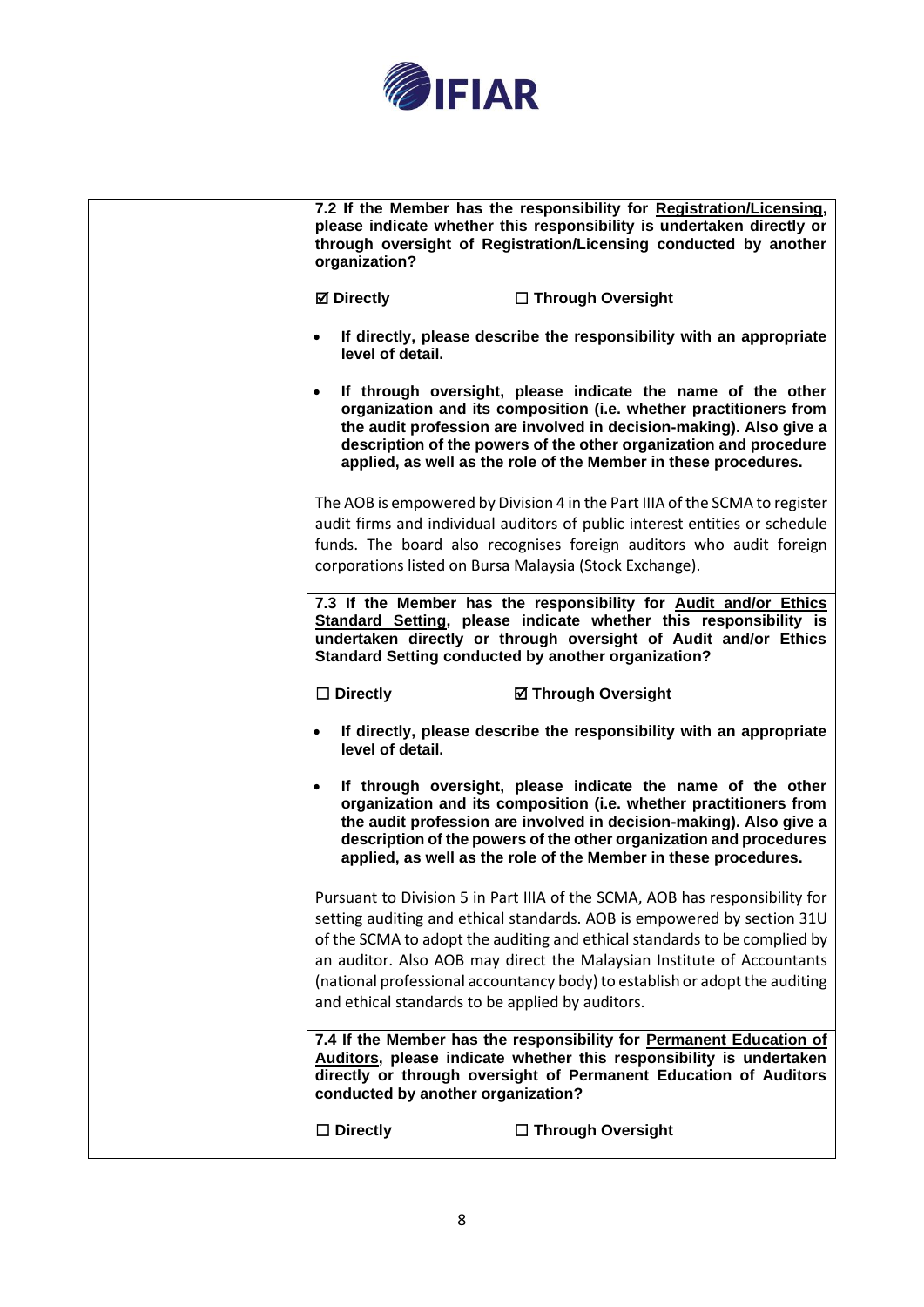| | |
|---|---|
| | **7.2 If the Member has the responsibility for <u>Registration/Licensing</u>, please indicate whether this responsibility is undertaken directly or through oversight of Registration/Licensing conducted by another organization?**<br><br>**☑ Directly** **☐ Through Oversight**<br><br>• **If directly, please describe the responsibility with an appropriate level of detail.**<br><br>• **If through oversight, please indicate the name of the other organization and its composition (i.e. whether practitioners from the audit profession are involved in decision-making). Also give a description of the powers of the other organization and procedure applied, as well as the role of the Member in these procedures.**<br><br>The AOB is empowered by Division 4 in the Part IIIA of the SCMA to register audit firms and individual auditors of public interest entities or schedule funds. The board also recognises foreign auditors who audit foreign corporations listed on Bursa Malaysia (Stock Exchange). |
| | **7.3 If the Member has the responsibility for <u>Audit and/or Ethics Standard Setting</u>, please indicate whether this responsibility is undertaken directly or through oversight of Audit and/or Ethics Standard Setting conducted by another organization?**<br><br>**☐ Directly** **☑ Through Oversight**<br><br>• **If directly, please describe the responsibility with an appropriate level of detail.**<br><br>• **If through oversight, please indicate the name of the other organization and its composition (i.e. whether practitioners from the audit profession are involved in decision-making). Also give a description of the powers of the other organization and procedures applied, as well as the role of the Member in these procedures.**<br><br>Pursuant to Division 5 in Part IIIA of the SCMA, AOB has responsibility for setting auditing and ethical standards. AOB is empowered by section 31U of the SCMA to adopt the auditing and ethical standards to be complied by an auditor. Also AOB may direct the Malaysian Institute of Accountants (national professional accountancy body) to establish or adopt the auditing and ethical standards to be applied by auditors. |
| | **7.4 If the Member has the responsibility for <u>Permanent Education of Auditors</u>, please indicate whether this responsibility is undertaken directly or through oversight of Permanent Education of Auditors conducted by another organization?**<br><br>**☐ Directly** **☐ Through Oversight** |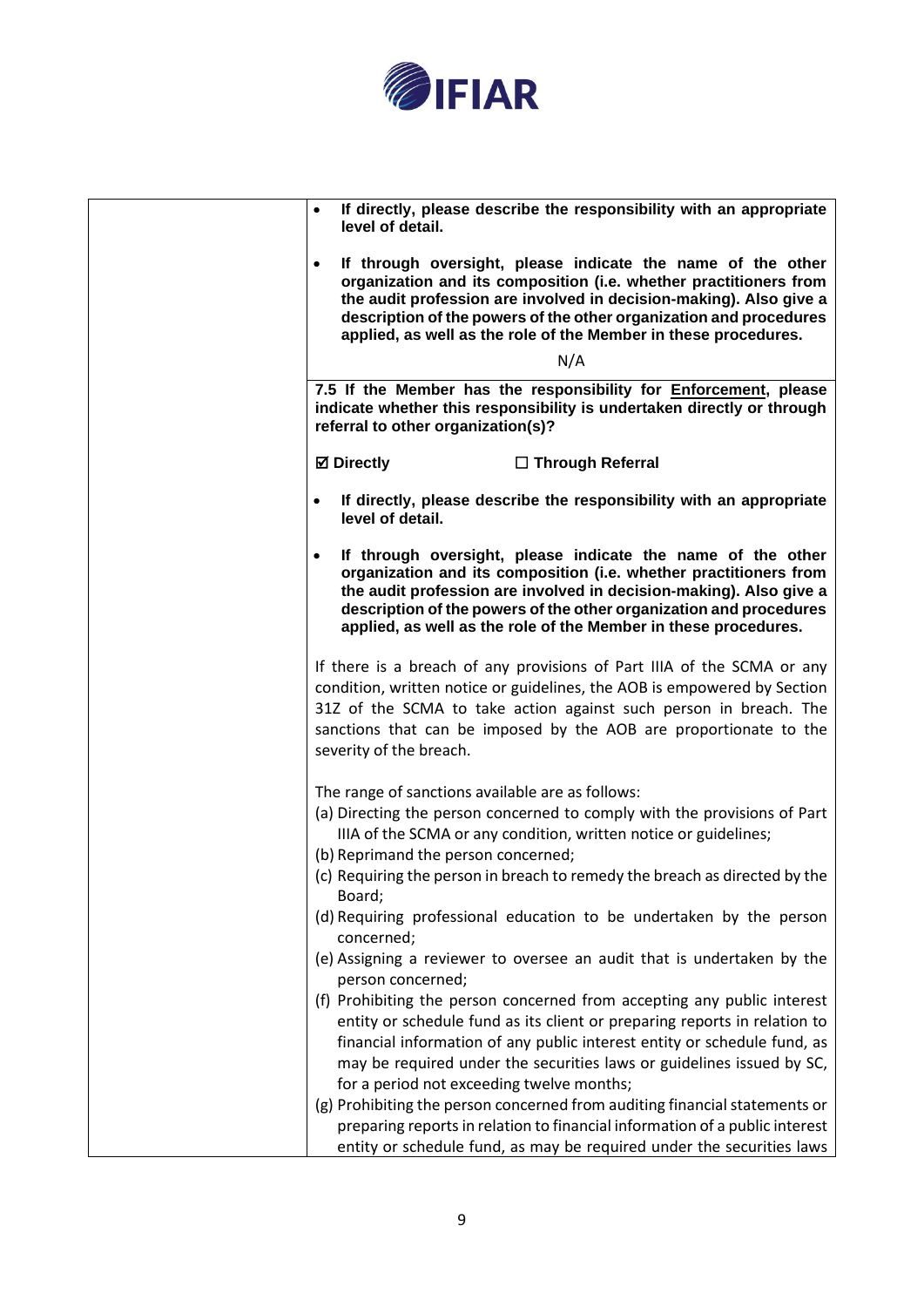| | |
|---|---|
| | • **If directly, please describe the responsibility with an appropriate level of detail.**<br><br>• **If through oversight, please indicate the name of the other organization and its composition (i.e. whether practitioners from the audit profession are involved in decision-making). Also give a description of the powers of the other organization and procedures applied, as well as the role of the Member in these procedures.**<br><br>N/A |
| | **7.5 If the Member has the responsibility for <u>Enforcement</u>, please indicate whether this responsibility is undertaken directly or through referral to other organization(s)?**<br><br>**☑ Directly** **☐ Through Referral**<br><br>• **If directly, please describe the responsibility with an appropriate level of detail.**<br><br>• **If through oversight, please indicate the name of the other organization and its composition (i.e. whether practitioners from the audit profession are involved in decision-making). Also give a description of the powers of the other organization and procedures applied, as well as the role of the Member in these procedures.**<br><br>If there is a breach of any provisions of Part IIIA of the SCMA or any condition, written notice or guidelines, the AOB is empowered by Section 31Z of the SCMA to take action against such person in breach. The sanctions that can be imposed by the AOB are proportionate to the severity of the breach.<br><br>The range of sanctions available are as follows:<br>(a) Directing the person concerned to comply with the provisions of Part IIIA of the SCMA or any condition, written notice or guidelines;<br>(b) Reprimand the person concerned;<br>(c) Requiring the person in breach to remedy the breach as directed by the Board;<br>(d) Requiring professional education to be undertaken by the person concerned;<br>(e) Assigning a reviewer to oversee an audit that is undertaken by the person concerned;<br>(f) Prohibiting the person concerned from accepting any public interest entity or schedule fund as its client or preparing reports in relation to financial information of any public interest entity or schedule fund, as may be required under the securities laws or guidelines issued by SC, for a period not exceeding twelve months;<br>(g) Prohibiting the person concerned from auditing financial statements or preparing reports in relation to financial information of a public interest entity or schedule fund, as may be required under the securities laws |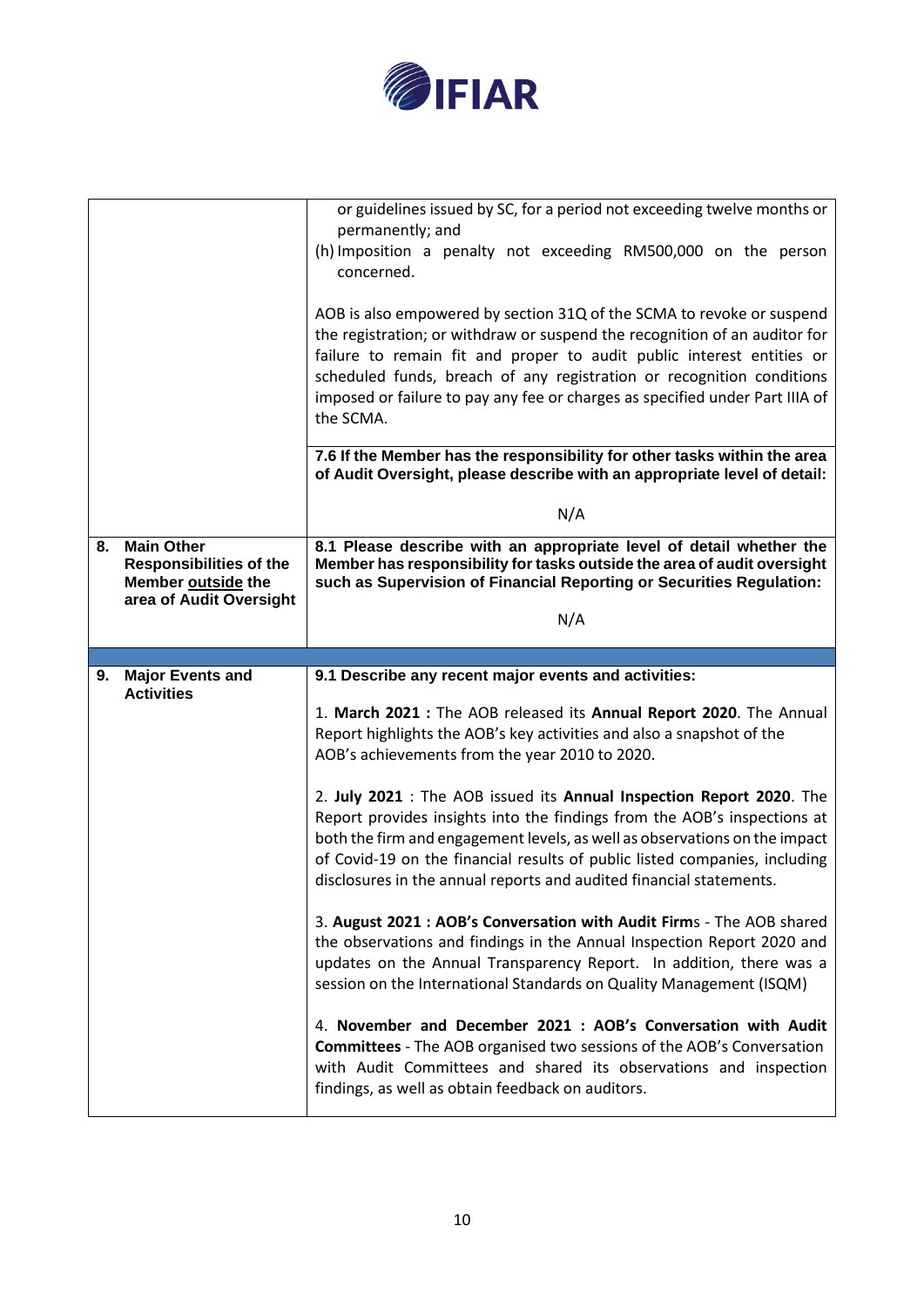| | |
|---|---|
| | or guidelines issued by SC, for a period not exceeding twelve months or permanently; and<br>(h) Imposition a penalty not exceeding RM500,000 on the person concerned.<br><br>AOB is also empowered by section 31Q of the SCMA to revoke or suspend the registration; or withdraw or suspend the recognition of an auditor for failure to remain fit and proper to audit public interest entities or scheduled funds, breach of any registration or recognition conditions imposed or failure to pay any fee or charges as specified under Part IIIA of the SCMA. |
| | **7.6 If the Member has the responsibility for other tasks within the area of Audit Oversight, please describe with an appropriate level of detail:**<br><br>N/A |
| **8. Main Other Responsibilities of the Member outside the area of Audit Oversight** | **8.1 Please describe with an appropriate level of detail whether the Member has responsibility for tasks outside the area of audit oversight such as Supervision of Financial Reporting or Securities Regulation:**<br><br>N/A |
| | |
| **9. Major Events and Activities** | **9.1 Describe any recent major events and activities:**<br><br>1. **March 2021 :** The AOB released its **Annual Report 2020**. The Annual Report highlights the AOB's key activities and also a snapshot of the AOB's achievements from the year 2010 to 2020.<br><br>2. **July 2021** : The AOB issued its **Annual Inspection Report 2020**. The Report provides insights into the findings from the AOB's inspections at both the firm and engagement levels, as well as observations on the impact of Covid-19 on the financial results of public listed companies, including disclosures in the annual reports and audited financial statements.<br><br>3. **August 2021 : AOB's Conversation with Audit Firm**s - The AOB shared the observations and findings in the Annual Inspection Report 2020 and updates on the Annual Transparency Report. In addition, there was a session on the International Standards on Quality Management (ISQM)<br><br>4. **November and December 2021 : AOB's Conversation with Audit Committees** - The AOB organised two sessions of the AOB's Conversation with Audit Committees and shared its observations and inspection findings, as well as obtain feedback on auditors. |